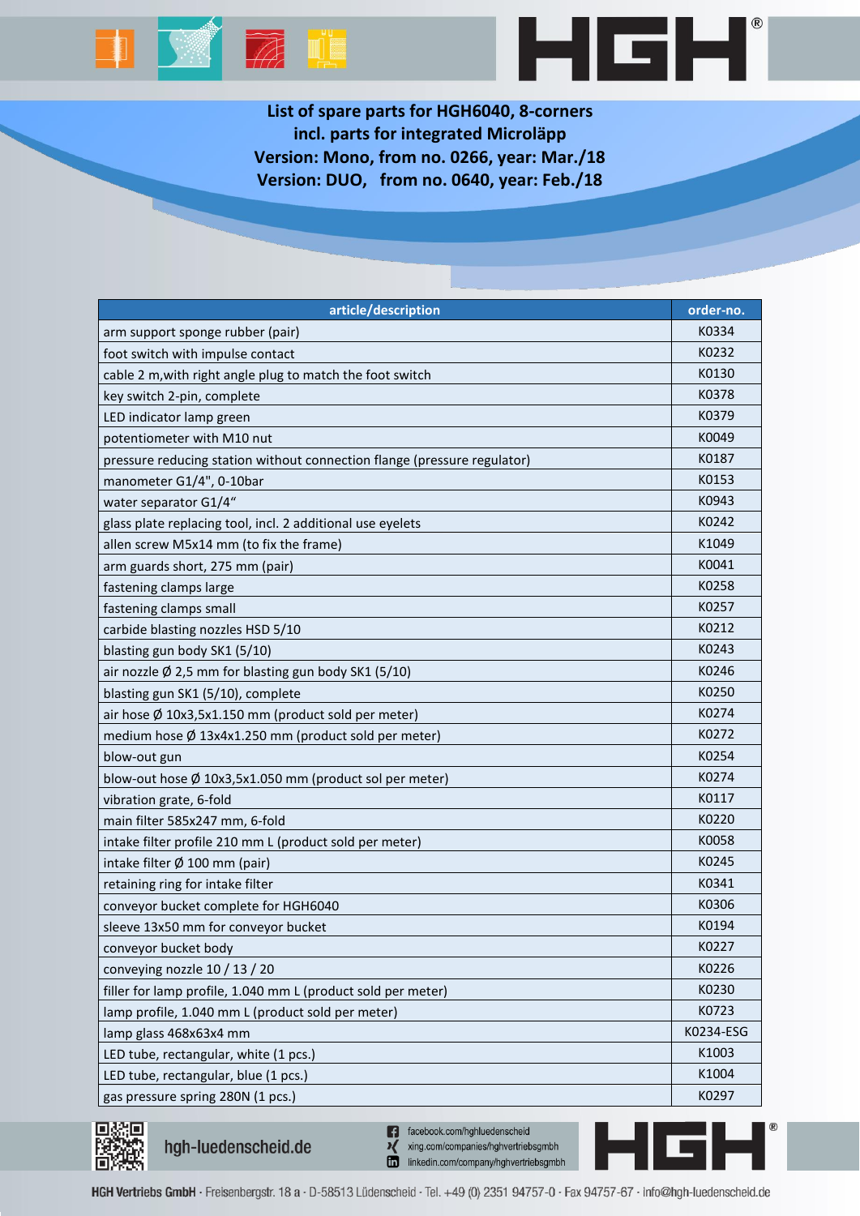**List of spare parts for HGH6040, 8-corners**
**incl. parts for integrated Microläpp**
**Version: Mono, from no. 0266, year: Mar./18**
**Version: DUO, from no. 0640, year: Feb./18**

| article/description | order-no. |
|---|---|
| arm support sponge rubber (pair) | K0334 |
| foot switch with impulse contact | K0232 |
| cable 2 m,with right angle plug to match the foot switch | K0130 |
| key switch 2-pin, complete | K0378 |
| LED indicator lamp green | K0379 |
| potentiometer with M10 nut | K0049 |
| pressure reducing station without connection flange (pressure regulator) | K0187 |
| manometer G1/4", 0-10bar | K0153 |
| water separator G1/4“ | K0943 |
| glass plate replacing tool, incl. 2 additional use eyelets | K0242 |
| allen screw M5x14 mm (to fix the frame) | K1049 |
| arm guards short, 275 mm (pair) | K0041 |
| fastening clamps large | K0258 |
| fastening clamps small | K0257 |
| carbide blasting nozzles HSD 5/10 | K0212 |
| blasting gun body SK1 (5/10) | K0243 |
| air nozzle Ø 2,5 mm for blasting gun body SK1 (5/10) | K0246 |
| blasting gun SK1 (5/10), complete | K0250 |
| air hose Ø 10x3,5x1.150 mm (product sold per meter) | K0274 |
| medium hose Ø 13x4x1.250 mm (product sold per meter) | K0272 |
| blow-out gun | K0254 |
| blow-out hose Ø 10x3,5x1.050 mm (product sol per meter) | K0274 |
| vibration grate, 6-fold | K0117 |
| main filter 585x247 mm, 6-fold | K0220 |
| intake filter profile 210 mm L (product sold per meter) | K0058 |
| intake filter Ø 100 mm (pair) | K0245 |
| retaining ring for intake filter | K0341 |
| conveyor bucket complete for HGH6040 | K0306 |
| sleeve 13x50 mm for conveyor bucket | K0194 |
| conveyor bucket body | K0227 |
| conveying nozzle 10 / 13 / 20 | K0226 |
| filler for lamp profile, 1.040 mm L (product sold per meter) | K0230 |
| lamp profile, 1.040 mm L (product sold per meter) | K0723 |
| lamp glass 468x63x4 mm | K0234-ESG |
| LED tube, rectangular, white (1 pcs.) | K1003 |
| LED tube, rectangular, blue (1 pcs.) | K1004 |
| gas pressure spring 280N (1 pcs.) | K0297 |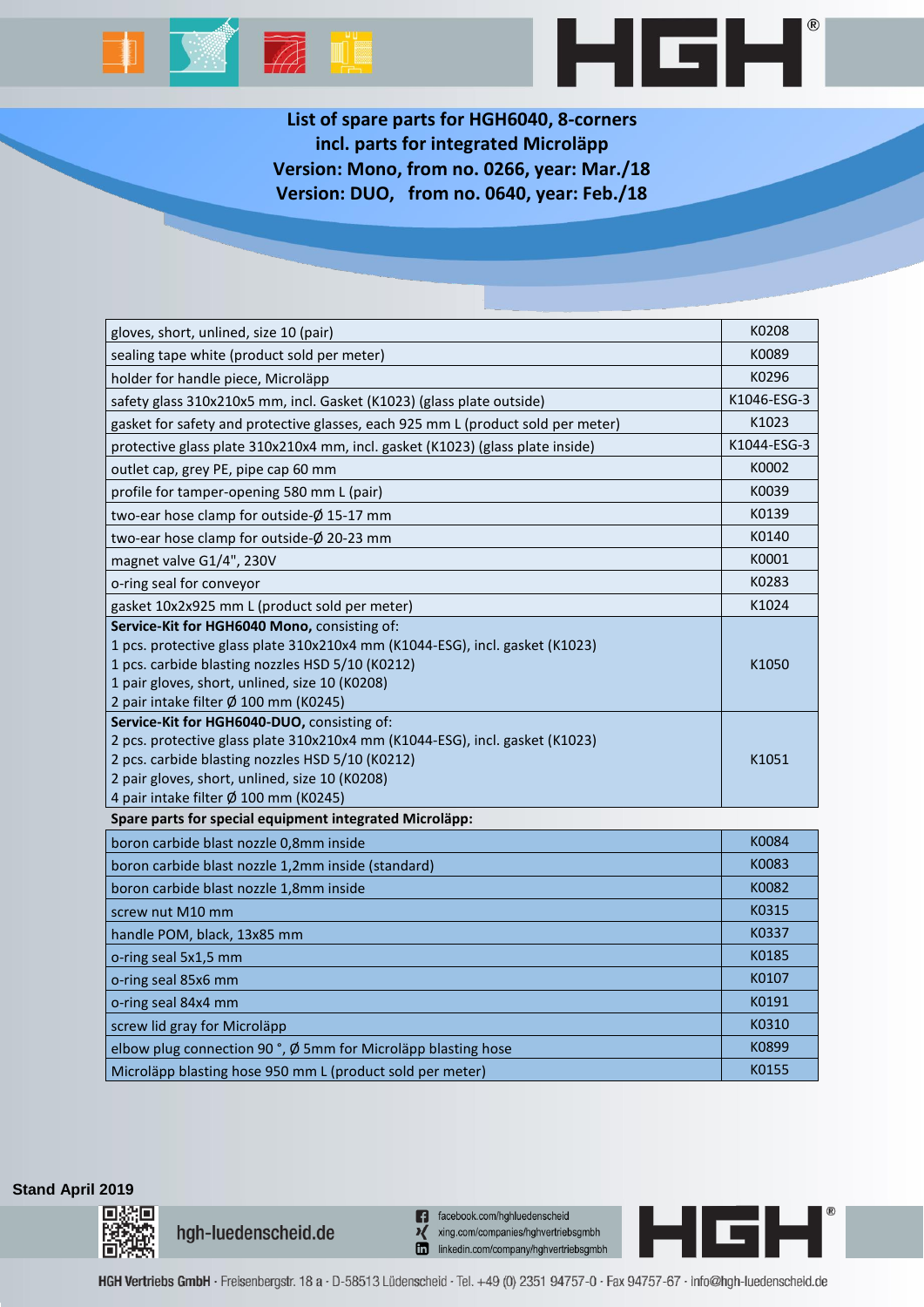**List of spare parts for HGH6040, 8-corners**
**incl. parts for integrated Microläpp**
**Version: Mono, from no. 0266, year: Mar./18**
**Version: DUO, from no. 0640, year: Feb./18**

| | |
|---|---|
| gloves, short, unlined, size 10 (pair) | K0208 |
| sealing tape white (product sold per meter) | K0089 |
| holder for handle piece, Microläpp | K0296 |
| safety glass 310x210x5 mm, incl. Gasket (K1023) (glass plate outside) | K1046-ESG-3 |
| gasket for safety and protective glasses, each 925 mm L (product sold per meter) | K1023 |
| protective glass plate 310x210x4 mm, incl. gasket (K1023) (glass plate inside) | K1044-ESG-3 |
| outlet cap, grey PE, pipe cap 60 mm | K0002 |
| profile for tamper-opening 580 mm L (pair) | K0039 |
| two-ear hose clamp for outside-Ø 15-17 mm | K0139 |
| two-ear hose clamp for outside-Ø 20-23 mm | K0140 |
| magnet valve G1/4", 230V | K0001 |
| o-ring seal for conveyor | K0283 |
| gasket 10x2x925 mm L (product sold per meter) | K1024 |
| **Service-Kit for HGH6040 Mono,** consisting of:<br>1 pcs. protective glass plate 310x210x4 mm (K1044-ESG), incl. gasket (K1023)<br>1 pcs. carbide blasting nozzles HSD 5/10 (K0212)<br>1 pair gloves, short, unlined, size 10 (K0208)<br>2 pair intake filter Ø 100 mm (K0245) | K1050 |
| **Service-Kit for HGH6040-DUO,** consisting of:<br>2 pcs. protective glass plate 310x210x4 mm (K1044-ESG), incl. gasket (K1023)<br>2 pcs. carbide blasting nozzles HSD 5/10 (K0212)<br>2 pair gloves, short, unlined, size 10 (K0208)<br>4 pair intake filter Ø 100 mm (K0245) | K1051 |
| **Spare parts for special equipment integrated Microläpp:** | |
| boron carbide blast nozzle 0,8mm inside | K0084 |
| boron carbide blast nozzle 1,2mm inside (standard) | K0083 |
| boron carbide blast nozzle 1,8mm inside | K0082 |
| screw nut M10 mm | K0315 |
| handle POM, black, 13x85 mm | K0337 |
| o-ring seal 5x1,5 mm | K0185 |
| o-ring seal 85x6 mm | K0107 |
| o-ring seal 84x4 mm | K0191 |
| screw lid gray for Microläpp | K0310 |
| elbow plug connection 90 °, Ø 5mm for Microläpp blasting hose | K0899 |
| Microläpp blasting hose 950 mm L (product sold per meter) | K0155 |

**Stand April 2019**

hgh-luedenscheid.de

facebook.com/hghluedenscheid
xing.com/companies/hghvertriebsgmbh
linkedin.com/company/hghvertriebsgmbh

HGH Vertriebs GmbH · Freisenbergstr. 18 a · D-58513 Lüdenscheid · Tel. +49 (0) 2351 94757-0 · Fax 94757-67 · info@hgh-luedenscheid.de